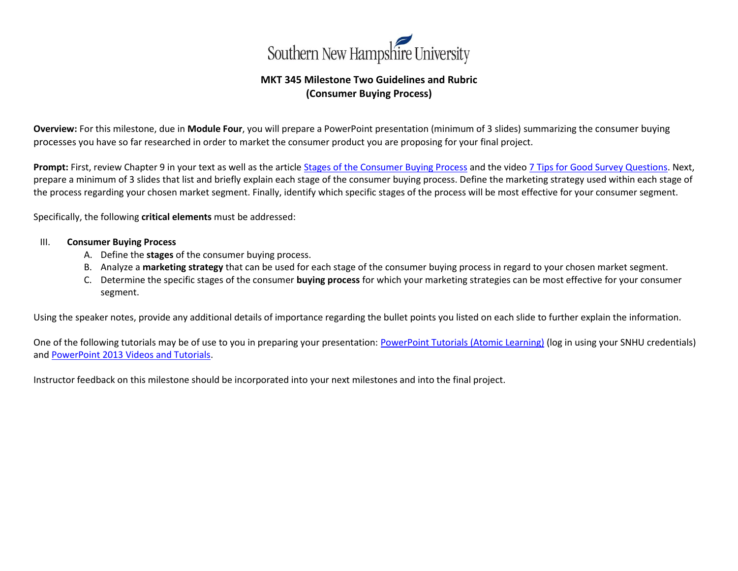Southern New Hampshire University

## MKT 345 Milestone Two Guidelines and Rubric
## (Consumer Buying Process)

**Overview:** For this milestone, due in **Module Four**, you will prepare a PowerPoint presentation (minimum of 3 slides) summarizing the consumer buying processes you have so far researched in order to market the consumer product you are proposing for your final project.

**Prompt:** First, review Chapter 9 in your text as well as the article Stages of the Consumer Buying Process and the video 7 Tips for Good Survey Questions. Next, prepare a minimum of 3 slides that list and briefly explain each stage of the consumer buying process. Define the marketing strategy used within each stage of the process regarding your chosen market segment. Finally, identify which specific stages of the process will be most effective for your consumer segment.

Specifically, the following **critical elements** must be addressed:

III. **Consumer Buying Process**
   A. Define the **stages** of the consumer buying process.
   B. Analyze a **marketing strategy** that can be used for each stage of the consumer buying process in regard to your chosen market segment.
   C. Determine the specific stages of the consumer **buying process** for which your marketing strategies can be most effective for your consumer segment.

Using the speaker notes, provide any additional details of importance regarding the bullet points you listed on each slide to further explain the information.

One of the following tutorials may be of use to you in preparing your presentation: PowerPoint Tutorials (Atomic Learning) (log in using your SNHU credentials) and PowerPoint 2013 Videos and Tutorials.

Instructor feedback on this milestone should be incorporated into your next milestones and into the final project.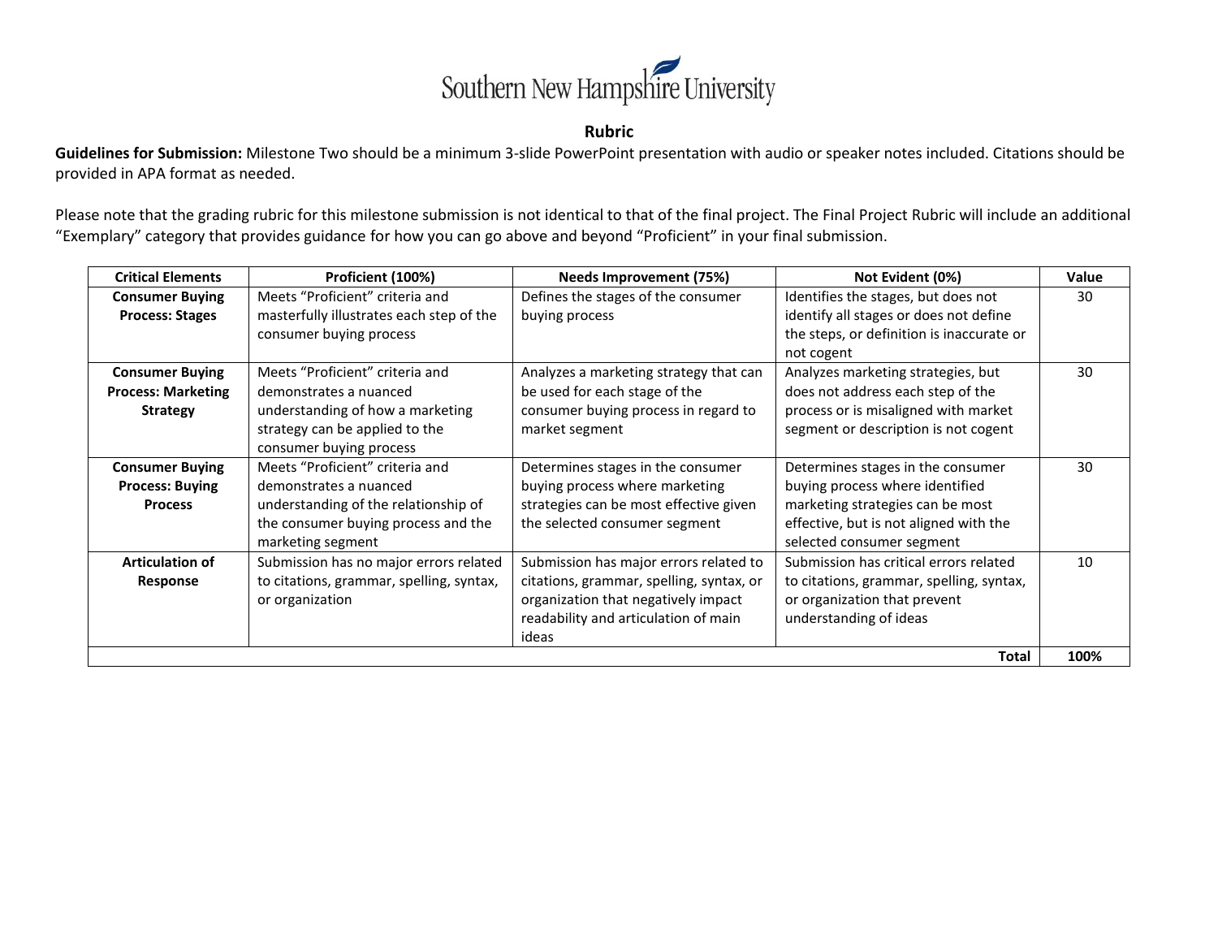Southern New Hampshire University

## Rubric

**Guidelines for Submission:** Milestone Two should be a minimum 3-slide PowerPoint presentation with audio or speaker notes included. Citations should be provided in APA format as needed.

Please note that the grading rubric for this milestone submission is not identical to that of the final project. The Final Project Rubric will include an additional "Exemplary" category that provides guidance for how you can go above and beyond "Proficient" in your final submission.

| Critical Elements | Proficient (100%) | Needs Improvement (75%) | Not Evident (0%) | Value |
|---|---|---|---|---|
| **Consumer Buying Process: Stages** | Meets "Proficient" criteria and masterfully illustrates each step of the consumer buying process | Defines the stages of the consumer buying process | Identifies the stages, but does not identify all stages or does not define the steps, or definition is inaccurate or not cogent | 30 |
| **Consumer Buying Process: Marketing Strategy** | Meets "Proficient" criteria and demonstrates a nuanced understanding of how a marketing strategy can be applied to the consumer buying process | Analyzes a marketing strategy that can be used for each stage of the consumer buying process in regard to market segment | Analyzes marketing strategies, but does not address each step of the process or is misaligned with market segment or description is not cogent | 30 |
| **Consumer Buying Process: Buying Process** | Meets "Proficient" criteria and demonstrates a nuanced understanding of the relationship of the consumer buying process and the marketing segment | Determines stages in the consumer buying process where marketing strategies can be most effective given the selected consumer segment | Determines stages in the consumer buying process where identified marketing strategies can be most effective, but is not aligned with the selected consumer segment | 30 |
| **Articulation of Response** | Submission has no major errors related to citations, grammar, spelling, syntax, or organization | Submission has major errors related to citations, grammar, spelling, syntax, or organization that negatively impact readability and articulation of main ideas | Submission has critical errors related to citations, grammar, spelling, syntax, or organization that prevent understanding of ideas | 10 |
| | | | **Total** | **100%** |